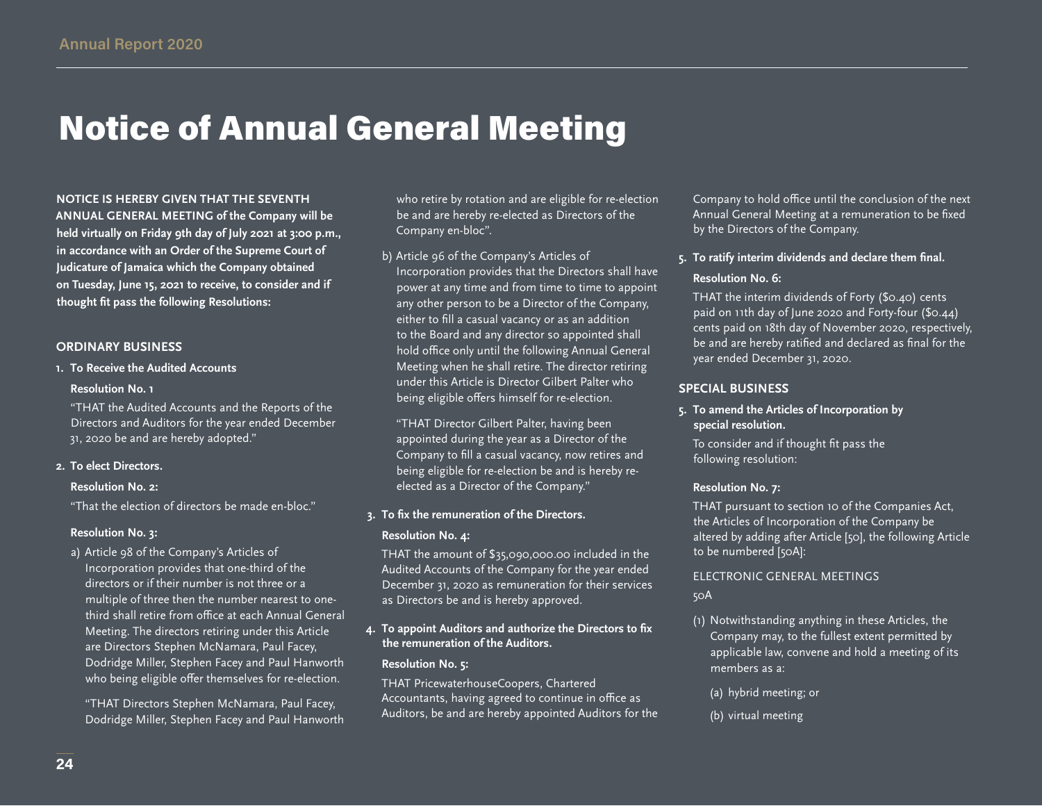# Notice of Annual General Meeting

**NOTICE IS HEREBY GIVEN THAT THE SEVENTH ANNUAL GENERAL MEETING of the Company will be held virtually on Friday 9th day of July 2021 at 3:00 p.m., in accordance with an Order of the Supreme Court of Judicature of Jamaica which the Company obtained on Tuesday, June 15, 2021 to receive, to consider and if thought fit pass the following Resolutions:**

## ORDINARY BUSINESS

**1. To Receive the Audited Accounts**

**Resolution No. 1**

"THAT the Audited Accounts and the Reports of the Directors and Auditors for the year ended December 31, 2020 be and are hereby adopted."

**2. To elect Directors.**

**Resolution No. 2:**

"That the election of directors be made en-bloc."

**Resolution No. 3:**

a) Article 98 of the Company's Articles of Incorporation provides that one-third of the directors or if their number is not three or a multiple of three then the number nearest to one-third shall retire from office at each Annual General Meeting. The directors retiring under this Article are Directors Stephen McNamara, Paul Facey, Dodridge Miller, Stephen Facey and Paul Hanworth who being eligible offer themselves for re-election.

"THAT Directors Stephen McNamara, Paul Facey, Dodridge Miller, Stephen Facey and Paul Hanworth who retire by rotation and are eligible for re-election be and are hereby re-elected as Directors of the Company en-bloc".

b) Article 96 of the Company's Articles of Incorporation provides that the Directors shall have power at any time and from time to time to appoint any other person to be a Director of the Company, either to fill a casual vacancy or as an addition to the Board and any director so appointed shall hold office only until the following Annual General Meeting when he shall retire. The director retiring under this Article is Director Gilbert Palter who being eligible offers himself for re-election.

"THAT Director Gilbert Palter, having been appointed during the year as a Director of the Company to fill a casual vacancy, now retires and being eligible for re-election be and is hereby re-elected as a Director of the Company."

**3. To fix the remuneration of the Directors.**

**Resolution No. 4:**

THAT the amount of $35,090,000.00 included in the Audited Accounts of the Company for the year ended December 31, 2020 as remuneration for their services as Directors be and is hereby approved.

**4. To appoint Auditors and authorize the Directors to fix the remuneration of the Auditors.**

**Resolution No. 5:**

THAT PricewaterhouseCoopers, Chartered Accountants, having agreed to continue in office as Auditors, be and are hereby appointed Auditors for the Company to hold office until the conclusion of the next Annual General Meeting at a remuneration to be fixed by the Directors of the Company.

**5. To ratify interim dividends and declare them final.**

**Resolution No. 6:**

THAT the interim dividends of Forty ($0.40) cents paid on 11th day of June 2020 and Forty-four ($0.44) cents paid on 18th day of November 2020, respectively, be and are hereby ratified and declared as final for the year ended December 31, 2020.

## SPECIAL BUSINESS

**5. To amend the Articles of Incorporation by special resolution.**

To consider and if thought fit pass the following resolution:

**Resolution No. 7:**

THAT pursuant to section 10 of the Companies Act, the Articles of Incorporation of the Company be altered by adding after Article [50], the following Article to be numbered [50A]:

ELECTRONIC GENERAL MEETINGS

50A

(1) Notwithstanding anything in these Articles, the Company may, to the fullest extent permitted by applicable law, convene and hold a meeting of its members as a:

(a) hybrid meeting; or

(b) virtual meeting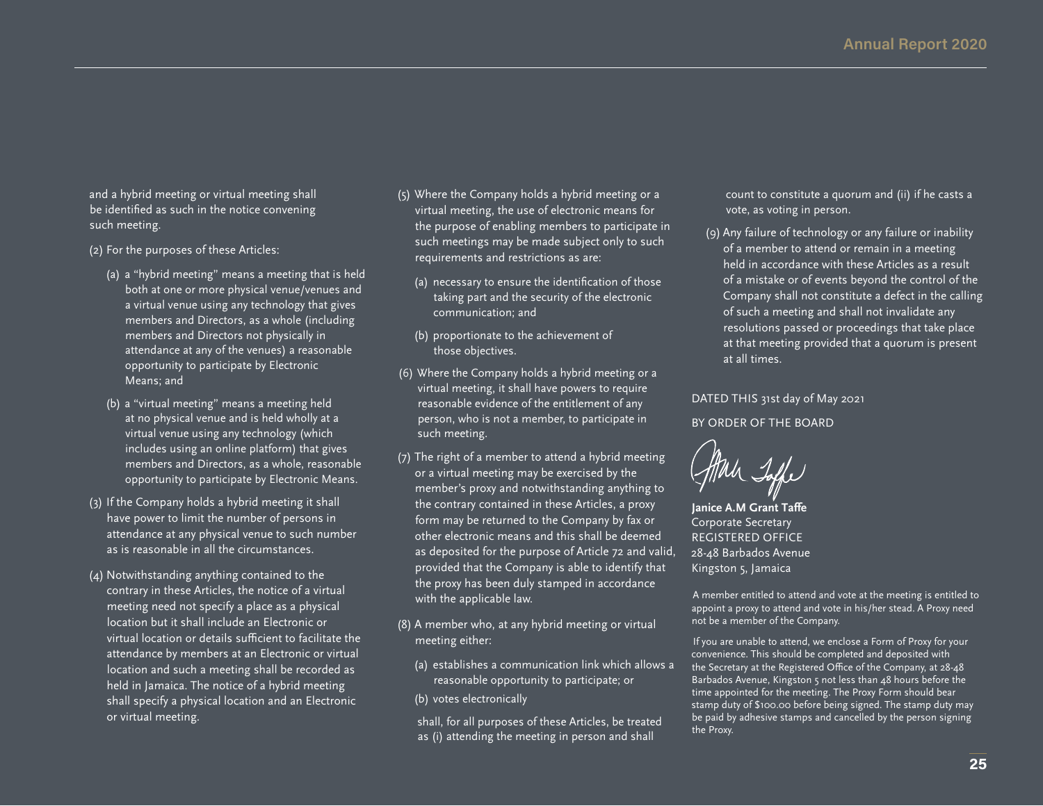and a hybrid meeting or virtual meeting shall be identified as such in the notice convening such meeting.

(2) For the purposes of these Articles:

(a) a "hybrid meeting" means a meeting that is held both at one or more physical venue/venues and a virtual venue using any technology that gives members and Directors, as a whole (including members and Directors not physically in attendance at any of the venues) a reasonable opportunity to participate by Electronic Means; and

(b) a "virtual meeting" means a meeting held at no physical venue and is held wholly at a virtual venue using any technology (which includes using an online platform) that gives members and Directors, as a whole, reasonable opportunity to participate by Electronic Means.

(3) If the Company holds a hybrid meeting it shall have power to limit the number of persons in attendance at any physical venue to such number as is reasonable in all the circumstances.

(4) Notwithstanding anything contained to the contrary in these Articles, the notice of a virtual meeting need not specify a place as a physical location but it shall include an Electronic or virtual location or details sufficient to facilitate the attendance by members at an Electronic or virtual location and such a meeting shall be recorded as held in Jamaica. The notice of a hybrid meeting shall specify a physical location and an Electronic or virtual meeting.

(5) Where the Company holds a hybrid meeting or a virtual meeting, the use of electronic means for the purpose of enabling members to participate in such meetings may be made subject only to such requirements and restrictions as are:

(a) necessary to ensure the identification of those taking part and the security of the electronic communication; and

(b) proportionate to the achievement of those objectives.

(6) Where the Company holds a hybrid meeting or a virtual meeting, it shall have powers to require reasonable evidence of the entitlement of any person, who is not a member, to participate in such meeting.

(7) The right of a member to attend a hybrid meeting or a virtual meeting may be exercised by the member's proxy and notwithstanding anything to the contrary contained in these Articles, a proxy form may be returned to the Company by fax or other electronic means and this shall be deemed as deposited for the purpose of Article 72 and valid, provided that the Company is able to identify that the proxy has been duly stamped in accordance with the applicable law.

(8) A member who, at any hybrid meeting or virtual meeting either:

(a) establishes a communication link which allows a reasonable opportunity to participate; or

(b) votes electronically

shall, for all purposes of these Articles, be treated as (i) attending the meeting in person and shall count to constitute a quorum and (ii) if he casts a vote, as voting in person.

(9) Any failure of technology or any failure or inability of a member to attend or remain in a meeting held in accordance with these Articles as a result of a mistake or of events beyond the control of the Company shall not constitute a defect in the calling of such a meeting and shall not invalidate any resolutions passed or proceedings that take place at that meeting provided that a quorum is present at all times.

DATED THIS 31st day of May 2021

BY ORDER OF THE BOARD

**Janice A.M Grant Taffe**
Corporate Secretary
REGISTERED OFFICE
28-48 Barbados Avenue
Kingston 5, Jamaica

A member entitled to attend and vote at the meeting is entitled to appoint a proxy to attend and vote in his/her stead. A Proxy need not be a member of the Company.

If you are unable to attend, we enclose a Form of Proxy for your convenience. This should be completed and deposited with the Secretary at the Registered Office of the Company, at 28-48 Barbados Avenue, Kingston 5 not less than 48 hours before the time appointed for the meeting. The Proxy Form should bear stamp duty of $100.00 before being signed. The stamp duty may be paid by adhesive stamps and cancelled by the person signing the Proxy.